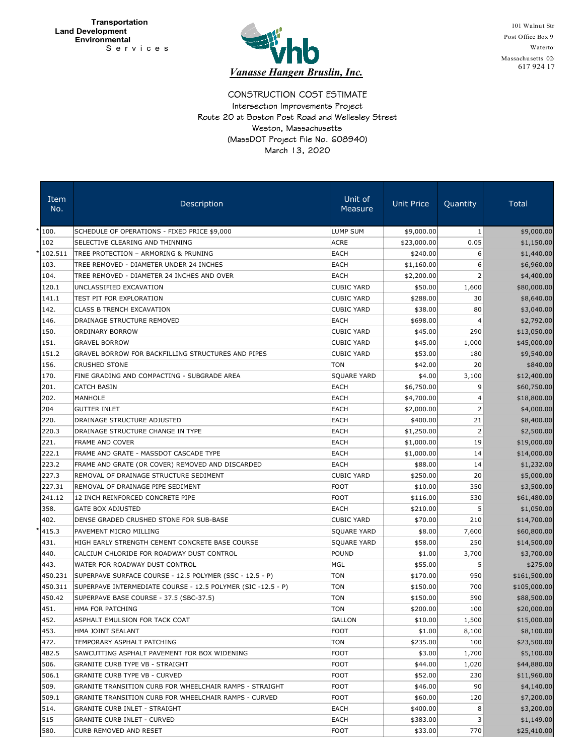**Transportation**
**Land Development**
**Environmental**
Services

***Vanasse Hangen Bruslin, Inc.***

101 Walnut Str
Post Office Box 9
Waterto
Massachusetts 02
617 924 17

# CONSTRUCTION COST ESTIMATE

Intersection Improvements Project
Route 20 at Boston Post Road and Wellesley Street
Weston, Massachusetts
(MassDOT Project File No. 608940)
March 13, 2020

| Item No. | Description | Unit of Measure | Unit Price | Quantity | Total |
|---|---|---|---|---|---|
| * 100. | SCHEDULE OF OPERATIONS - FIXED PRICE $9,000 | LUMP SUM | $9,000.00 | 1 | $9,000.00 |
| 102 | SELECTIVE CLEARING AND THINNING | ACRE | $23,000.00 | 0.05 | $1,150.00 |
| * 102.511 | TREE PROTECTION – ARMORING & PRUNING | EACH | $240.00 | 6 | $1,440.00 |
| 103. | TREE REMOVED - DIAMETER UNDER 24 INCHES | EACH | $1,160.00 | 6 | $6,960.00 |
| 104. | TREE REMOVED - DIAMETER 24 INCHES AND OVER | EACH | $2,200.00 | 2 | $4,400.00 |
| 120.1 | UNCLASSIFIED EXCAVATION | CUBIC YARD | $50.00 | 1,600 | $80,000.00 |
| 141.1 | TEST PIT FOR EXPLORATION | CUBIC YARD | $288.00 | 30 | $8,640.00 |
| 142. | CLASS B TRENCH EXCAVATION | CUBIC YARD | $38.00 | 80 | $3,040.00 |
| 146. | DRAINAGE STRUCTURE REMOVED | EACH | $698.00 | 4 | $2,792.00 |
| 150. | ORDINARY BORROW | CUBIC YARD | $45.00 | 290 | $13,050.00 |
| 151. | GRAVEL BORROW | CUBIC YARD | $45.00 | 1,000 | $45,000.00 |
| 151.2 | GRAVEL BORROW FOR BACKFILLING STRUCTURES AND PIPES | CUBIC YARD | $53.00 | 180 | $9,540.00 |
| 156. | CRUSHED STONE | TON | $42.00 | 20 | $840.00 |
| 170. | FINE GRADING AND COMPACTING - SUBGRADE AREA | SQUARE YARD | $4.00 | 3,100 | $12,400.00 |
| 201. | CATCH BASIN | EACH | $6,750.00 | 9 | $60,750.00 |
| 202. | MANHOLE | EACH | $4,700.00 | 4 | $18,800.00 |
| 204 | GUTTER INLET | EACH | $2,000.00 | 2 | $4,000.00 |
| 220. | DRAINAGE STRUCTURE ADJUSTED | EACH | $400.00 | 21 | $8,400.00 |
| 220.3 | DRAINAGE STRUCTURE CHANGE IN TYPE | EACH | $1,250.00 | 2 | $2,500.00 |
| 221. | FRAME AND COVER | EACH | $1,000.00 | 19 | $19,000.00 |
| 222.1 | FRAME AND GRATE - MASSDOT CASCADE TYPE | EACH | $1,000.00 | 14 | $14,000.00 |
| 223.2 | FRAME AND GRATE (OR COVER) REMOVED AND DISCARDED | EACH | $88.00 | 14 | $1,232.00 |
| 227.3 | REMOVAL OF DRAINAGE STRUCTURE SEDIMENT | CUBIC YARD | $250.00 | 20 | $5,000.00 |
| 227.31 | REMOVAL OF DRAINAGE PIPE SEDIMENT | FOOT | $10.00 | 350 | $3,500.00 |
| 241.12 | 12 INCH REINFORCED CONCRETE PIPE | FOOT | $116.00 | 530 | $61,480.00 |
| 358. | GATE BOX ADJUSTED | EACH | $210.00 | 5 | $1,050.00 |
| 402. | DENSE GRADED CRUSHED STONE FOR SUB-BASE | CUBIC YARD | $70.00 | 210 | $14,700.00 |
| * 415.3 | PAVEMENT MICRO MILLING | SQUARE YARD | $8.00 | 7,600 | $60,800.00 |
| 431. | HIGH EARLY STRENGTH CEMENT CONCRETE BASE COURSE | SQUARE YARD | $58.00 | 250 | $14,500.00 |
| 440. | CALCIUM CHLORIDE FOR ROADWAY DUST CONTROL | POUND | $1.00 | 3,700 | $3,700.00 |
| 443. | WATER FOR ROADWAY DUST CONTROL | MGL | $55.00 | 5 | $275.00 |
| 450.231 | SUPERPAVE SURFACE COURSE - 12.5 POLYMER (SSC - 12.5 - P) | TON | $170.00 | 950 | $161,500.00 |
| 450.311 | SUPERPAVE INTERMEDIATE COURSE - 12.5 POLYMER (SIC -12.5 - P) | TON | $150.00 | 700 | $105,000.00 |
| 450.42 | SUPERPAVE BASE COURSE - 37.5 (SBC-37.5) | TON | $150.00 | 590 | $88,500.00 |
| 451. | HMA FOR PATCHING | TON | $200.00 | 100 | $20,000.00 |
| 452. | ASPHALT EMULSION FOR TACK COAT | GALLON | $10.00 | 1,500 | $15,000.00 |
| 453. | HMA JOINT SEALANT | FOOT | $1.00 | 8,100 | $8,100.00 |
| 472. | TEMPORARY ASPHALT PATCHING | TON | $235.00 | 100 | $23,500.00 |
| 482.5 | SAWCUTTING ASPHALT PAVEMENT FOR BOX WIDENING | FOOT | $3.00 | 1,700 | $5,100.00 |
| 506. | GRANITE CURB TYPE VB - STRAIGHT | FOOT | $44.00 | 1,020 | $44,880.00 |
| 506.1 | GRANITE CURB TYPE VB - CURVED | FOOT | $52.00 | 230 | $11,960.00 |
| 509. | GRANITE TRANSITION CURB FOR WHEELCHAIR RAMPS - STRAIGHT | FOOT | $46.00 | 90 | $4,140.00 |
| 509.1 | GRANITE TRANSITION CURB FOR WHEELCHAIR RAMPS - CURVED | FOOT | $60.00 | 120 | $7,200.00 |
| 514. | GRANITE CURB INLET - STRAIGHT | EACH | $400.00 | 8 | $3,200.00 |
| 515 | GRANITE CURB INLET - CURVED | EACH | $383.00 | 3 | $1,149.00 |
| 580. | CURB REMOVED AND RESET | FOOT | $33.00 | 770 | $25,410.00 |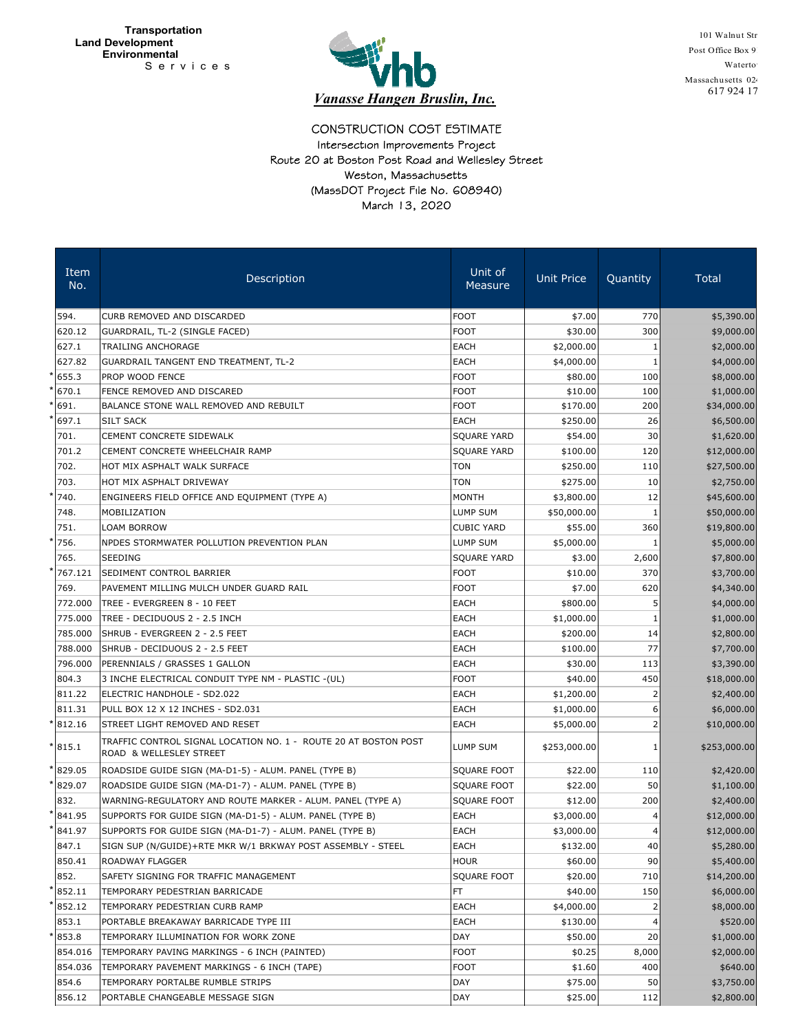Transportation
Land Development
Environmental
S e r v i c e s

*Vanasse Hangen Bruslin, Inc.*

101 Walnut Str
Post Office Box 9
Waterto
Massachusetts 02
617 924 17

## CONSTRUCTION COST ESTIMATE

Intersection Improvements Project
Route 20 at Boston Post Road and Wellesley Street
Weston, Massachusetts
(MassDOT Project File No. 608940)
March 13, 2020

| Item No. | Description | Unit of Measure | Unit Price | Quantity | Total |
|---|---|---|---|---|---|
| 594. | CURB REMOVED AND DISCARDED | FOOT | $7.00 | 770 | $5,390.00 |
| 620.12 | GUARDRAIL, TL-2 (SINGLE FACED) | FOOT | $30.00 | 300 | $9,000.00 |
| 627.1 | TRAILING ANCHORAGE | EACH | $2,000.00 | 1 | $2,000.00 |
| 627.82 | GUARDRAIL TANGENT END TREATMENT, TL-2 | EACH | $4,000.00 | 1 | $4,000.00 |
| * 655.3 | PROP WOOD FENCE | FOOT | $80.00 | 100 | $8,000.00 |
| * 670.1 | FENCE REMOVED AND DISCARED | FOOT | $10.00 | 100 | $1,000.00 |
| * 691. | BALANCE STONE WALL REMOVED AND REBUILT | FOOT | $170.00 | 200 | $34,000.00 |
| * 697.1 | SILT SACK | EACH | $250.00 | 26 | $6,500.00 |
| 701. | CEMENT CONCRETE SIDEWALK | SQUARE YARD | $54.00 | 30 | $1,620.00 |
| 701.2 | CEMENT CONCRETE WHEELCHAIR RAMP | SQUARE YARD | $100.00 | 120 | $12,000.00 |
| 702. | HOT MIX ASPHALT WALK SURFACE | TON | $250.00 | 110 | $27,500.00 |
| 703. | HOT MIX ASPHALT DRIVEWAY | TON | $275.00 | 10 | $2,750.00 |
| * 740. | ENGINEERS FIELD OFFICE AND EQUIPMENT (TYPE A) | MONTH | $3,800.00 | 12 | $45,600.00 |
| 748. | MOBILIZATION | LUMP SUM | $50,000.00 | 1 | $50,000.00 |
| 751. | LOAM BORROW | CUBIC YARD | $55.00 | 360 | $19,800.00 |
| * 756. | NPDES STORMWATER POLLUTION PREVENTION PLAN | LUMP SUM | $5,000.00 | 1 | $5,000.00 |
| 765. | SEEDING | SQUARE YARD | $3.00 | 2,600 | $7,800.00 |
| * 767.121 | SEDIMENT CONTROL BARRIER | FOOT | $10.00 | 370 | $3,700.00 |
| 769. | PAVEMENT MILLING MULCH UNDER GUARD RAIL | FOOT | $7.00 | 620 | $4,340.00 |
| 772.000 | TREE - EVERGREEN 8 - 10 FEET | EACH | $800.00 | 5 | $4,000.00 |
| 775.000 | TREE - DECIDUOUS 2 - 2.5 INCH | EACH | $1,000.00 | 1 | $1,000.00 |
| 785.000 | SHRUB - EVERGREEN 2 - 2.5 FEET | EACH | $200.00 | 14 | $2,800.00 |
| 788.000 | SHRUB - DECIDUOUS 2 - 2.5 FEET | EACH | $100.00 | 77 | $7,700.00 |
| 796.000 | PERENNIALS / GRASSES 1 GALLON | EACH | $30.00 | 113 | $3,390.00 |
| 804.3 | 3 INCHE ELECTRICAL CONDUIT TYPE NM - PLASTIC -(UL) | FOOT | $40.00 | 450 | $18,000.00 |
| 811.22 | ELECTRIC HANDHOLE - SD2.022 | EACH | $1,200.00 | 2 | $2,400.00 |
| 811.31 | PULL BOX 12 X 12 INCHES - SD2.031 | EACH | $1,000.00 | 6 | $6,000.00 |
| * 812.16 | STREET LIGHT REMOVED AND RESET | EACH | $5,000.00 | 2 | $10,000.00 |
| * 815.1 | TRAFFIC CONTROL SIGNAL LOCATION NO. 1 - ROUTE 20 AT BOSTON POST ROAD & WELLESLEY STREET | LUMP SUM | $253,000.00 | 1 | $253,000.00 |
| * 829.05 | ROADSIDE GUIDE SIGN (MA-D1-5) - ALUM. PANEL (TYPE B) | SQUARE FOOT | $22.00 | 110 | $2,420.00 |
| * 829.07 | ROADSIDE GUIDE SIGN (MA-D1-7) - ALUM. PANEL (TYPE B) | SQUARE FOOT | $22.00 | 50 | $1,100.00 |
| 832. | WARNING-REGULATORY AND ROUTE MARKER - ALUM. PANEL (TYPE A) | SQUARE FOOT | $12.00 | 200 | $2,400.00 |
| * 841.95 | SUPPORTS FOR GUIDE SIGN (MA-D1-5) - ALUM. PANEL (TYPE B) | EACH | $3,000.00 | 4 | $12,000.00 |
| * 841.97 | SUPPORTS FOR GUIDE SIGN (MA-D1-7) - ALUM. PANEL (TYPE B) | EACH | $3,000.00 | 4 | $12,000.00 |
| 847.1 | SIGN SUP (N/GUIDE)+RTE MKR W/1 BRKWAY POST ASSEMBLY - STEEL | EACH | $132.00 | 40 | $5,280.00 |
| 850.41 | ROADWAY FLAGGER | HOUR | $60.00 | 90 | $5,400.00 |
| 852. | SAFETY SIGNING FOR TRAFFIC MANAGEMENT | SQUARE FOOT | $20.00 | 710 | $14,200.00 |
| * 852.11 | TEMPORARY PEDESTRIAN BARRICADE | FT | $40.00 | 150 | $6,000.00 |
| * 852.12 | TEMPORARY PEDESTRIAN CURB RAMP | EACH | $4,000.00 | 2 | $8,000.00 |
| 853.1 | PORTABLE BREAKAWAY BARRICADE TYPE III | EACH | $130.00 | 4 | $520.00 |
| * 853.8 | TEMPORARY ILLUMINATION FOR WORK ZONE | DAY | $50.00 | 20 | $1,000.00 |
| 854.016 | TEMPORARY PAVING MARKINGS - 6 INCH (PAINTED) | FOOT | $0.25 | 8,000 | $2,000.00 |
| 854.036 | TEMPORARY PAVEMENT MARKINGS - 6 INCH (TAPE) | FOOT | $1.60 | 400 | $640.00 |
| 854.6 | TEMPORARY PORTALBE RUMBLE STRIPS | DAY | $75.00 | 50 | $3,750.00 |
| 856.12 | PORTABLE CHANGEABLE MESSAGE SIGN | DAY | $25.00 | 112 | $2,800.00 |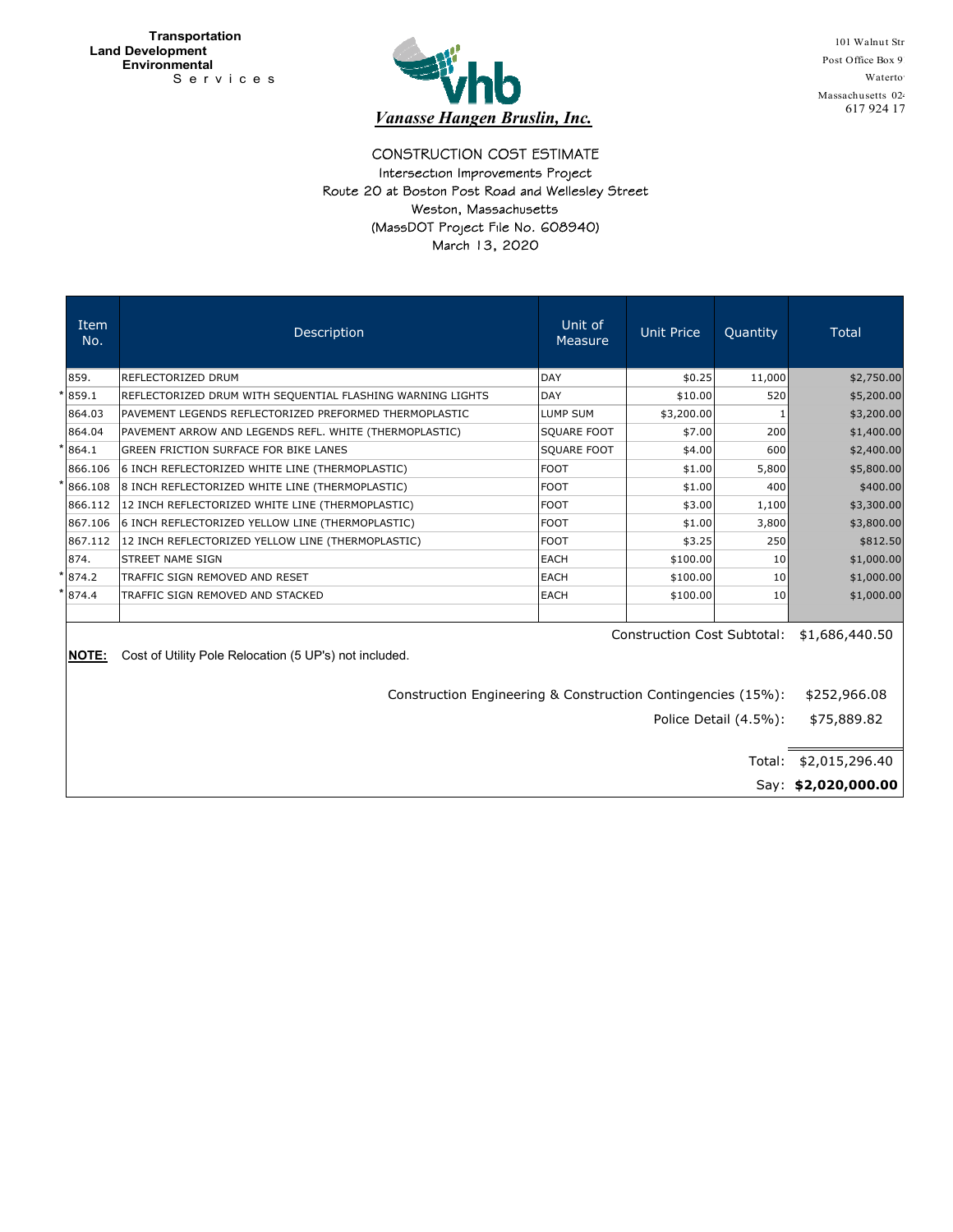Transportation
Land Development
Environmental
Services

*Vanasse Hangen Bruslin, Inc.*

101 Walnut Str
Post Office Box 9
Waterto
Massachusetts 02
617 924 17

# CONSTRUCTION COST ESTIMATE

Intersection Improvements Project
Route 20 at Boston Post Road and Wellesley Street
Weston, Massachusetts
(MassDOT Project File No. 608940)
March 13, 2020

| Item No. | Description | Unit of Measure | Unit Price | Quantity | Total |
|---|---|---|---|---|---|
| 859. | REFLECTORIZED DRUM | DAY | $0.25 | 11,000 | $2,750.00 |
| * 859.1 | REFLECTORIZED DRUM WITH SEQUENTIAL FLASHING WARNING LIGHTS | DAY | $10.00 | 520 | $5,200.00 |
| 864.03 | PAVEMENT LEGENDS REFLECTORIZED PREFORMED THERMOPLASTIC | LUMP SUM | $3,200.00 | 1 | $3,200.00 |
| 864.04 | PAVEMENT ARROW AND LEGENDS REFL. WHITE (THERMOPLASTIC) | SQUARE FOOT | $7.00 | 200 | $1,400.00 |
| * 864.1 | GREEN FRICTION SURFACE FOR BIKE LANES | SQUARE FOOT | $4.00 | 600 | $2,400.00 |
| 866.106 | 6 INCH REFLECTORIZED WHITE LINE (THERMOPLASTIC) | FOOT | $1.00 | 5,800 | $5,800.00 |
| * 866.108 | 8 INCH REFLECTORIZED WHITE LINE (THERMOPLASTIC) | FOOT | $1.00 | 400 | $400.00 |
| 866.112 | 12 INCH REFLECTORIZED WHITE LINE (THERMOPLASTIC) | FOOT | $3.00 | 1,100 | $3,300.00 |
| 867.106 | 6 INCH REFLECTORIZED YELLOW LINE (THERMOPLASTIC) | FOOT | $1.00 | 3,800 | $3,800.00 |
| 867.112 | 12 INCH REFLECTORIZED YELLOW LINE (THERMOPLASTIC) | FOOT | $3.25 | 250 | $812.50 |
| 874. | STREET NAME SIGN | EACH | $100.00 | 10 | $1,000.00 |
| * 874.2 | TRAFFIC SIGN REMOVED AND RESET | EACH | $100.00 | 10 | $1,000.00 |
| * 874.4 | TRAFFIC SIGN REMOVED AND STACKED | EACH | $100.00 | 10 | $1,000.00 |

Construction Cost Subtotal: $1,686,440.50

**NOTE:** Cost of Utility Pole Relocation (5 UP's) not included.

Construction Engineering & Construction Contingencies (15%): $252,966.08

Police Detail (4.5%): $75,889.82

Total: $2,015,296.40

Say: **$2,020,000.00**